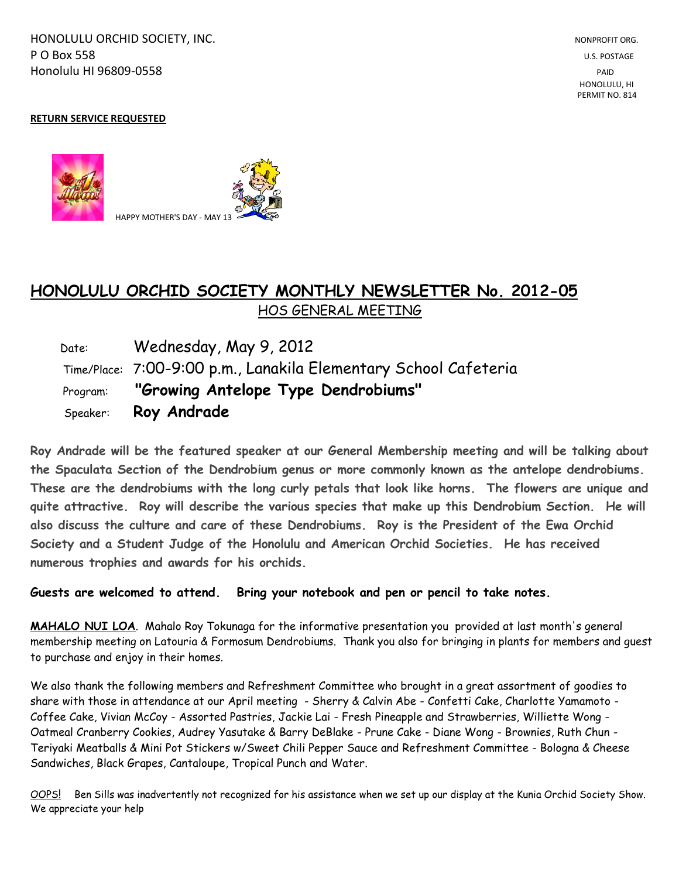HONOLULU ORCHID SOCIETY, INC.
P O Box 558
Honolulu HI 96809-0558

NONPROFIT ORG.
U.S. POSTAGE
PAID
HONOLULU, HI
PERMIT NO. 814

**RETURN SERVICE REQUESTED**

HAPPY MOTHER'S DAY - MAY 13

# HONOLULU ORCHID SOCIETY MONTHLY NEWSLETTER No. 2012-05

## HOS GENERAL MEETING

Date: Wednesday, May 9, 2012
Time/Place: 7:00-9:00 p.m., Lanakila Elementary School Cafeteria
Program: **"Growing Antelope Type Dendrobiums"**
Speaker: **Roy Andrade**

**Roy Andrade will be the featured speaker at our General Membership meeting and will be talking about the Spaculata Section of the Dendrobium genus or more commonly known as the antelope dendrobiums. These are the dendrobiums with the long curly petals that look like horns. The flowers are unique and quite attractive. Roy will describe the various species that make up this Dendrobium Section. He will also discuss the culture and care of these Dendrobiums. Roy is the President of the Ewa Orchid Society and a Student Judge of the Honolulu and American Orchid Societies. He has received numerous trophies and awards for his orchids.**

**Guests are welcomed to attend. Bring your notebook and pen or pencil to take notes.**

**MAHALO NUI LOA**. Mahalo Roy Tokunaga for the informative presentation you provided at last month's general membership meeting on Latouria & Formosum Dendrobiums. Thank you also for bringing in plants for members and guest to purchase and enjoy in their homes.

We also thank the following members and Refreshment Committee who brought in a great assortment of goodies to share with those in attendance at our April meeting - Sherry & Calvin Abe - Confetti Cake, Charlotte Yamamoto - Coffee Cake, Vivian McCoy - Assorted Pastries, Jackie Lai - Fresh Pineapple and Strawberries, Williette Wong - Oatmeal Cranberry Cookies, Audrey Yasutake & Barry DeBlake - Prune Cake - Diane Wong - Brownies, Ruth Chun - Teriyaki Meatballs & Mini Pot Stickers w/Sweet Chili Pepper Sauce and Refreshment Committee - Bologna & Cheese Sandwiches, Black Grapes, Cantaloupe, Tropical Punch and Water.

OOPS! Ben Sills was inadvertently not recognized for his assistance when we set up our display at the Kunia Orchid Society Show. We appreciate your help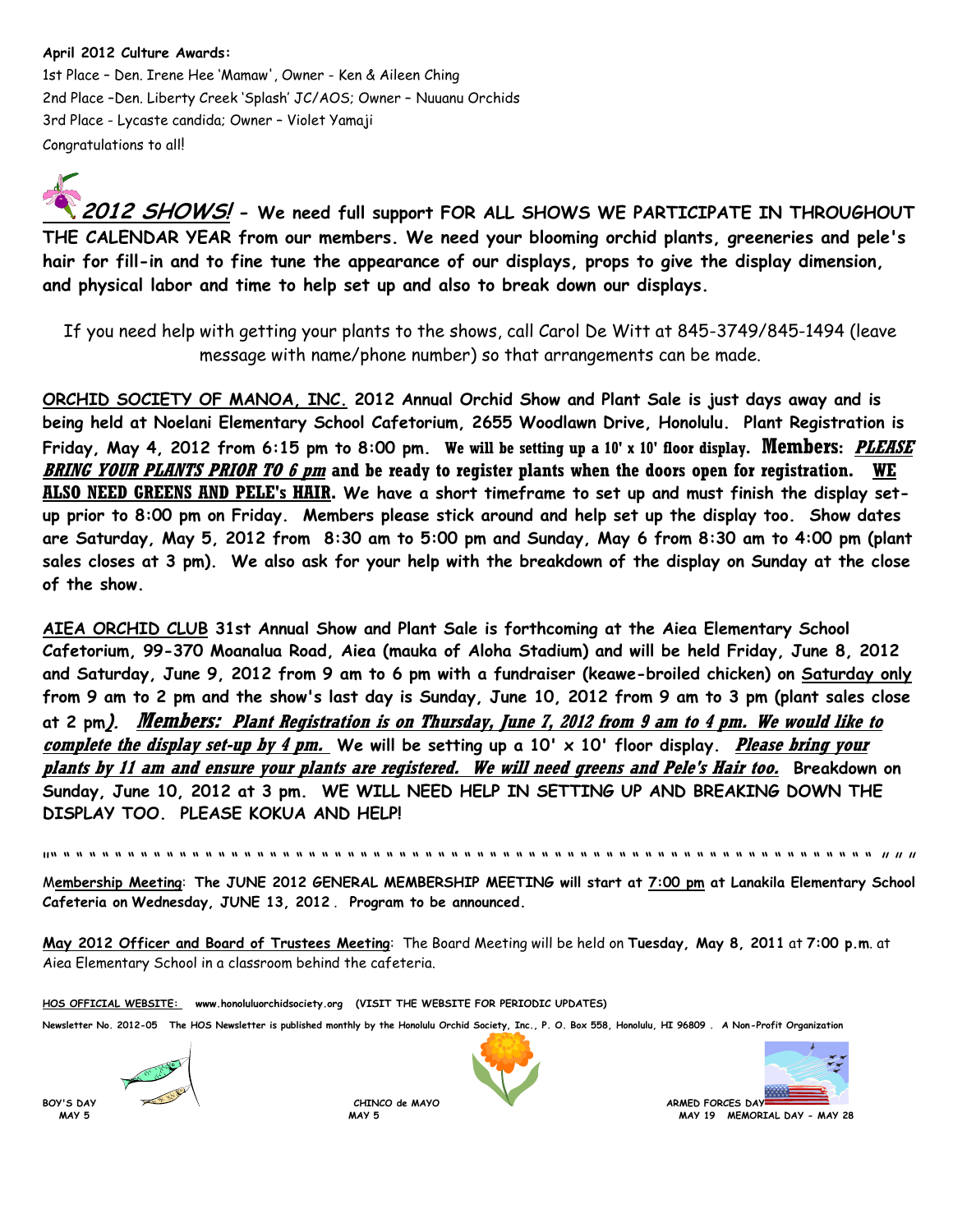**April 2012 Culture Awards:**

1st Place – Den. Irene Hee 'Mamaw', Owner - Ken & Aileen Ching

2nd Place –Den. Liberty Creek 'Splash' JC/AOS; Owner – Nuuanu Orchids

3rd Place - Lycaste candida; Owner – Violet Yamaji

Congratulations to all!

***2012 SHOWS!*** **- We need full support FOR ALL SHOWS WE PARTICIPATE IN THROUGHOUT THE CALENDAR YEAR from our members. We need your blooming orchid plants, greeneries and pele's hair for fill-in and to fine tune the appearance of our displays, props to give the display dimension, and physical labor and time to help set up and also to break down our displays.**

If you need help with getting your plants to the shows, call Carol De Witt at 845-3749/845-1494 (leave message with name/phone number) so that arrangements can be made.

**ORCHID SOCIETY OF MANOA, INC. 2012 Annual Orchid Show and Plant Sale is just days away and is being held at Noelani Elementary School Cafetorium, 2655 Woodlawn Drive, Honolulu. Plant Registration is Friday, May 4, 2012 from 6:15 pm to 8:00 pm. We will be setting up a 10' x 10' floor display. Members: *PLEASE BRING YOUR PLANTS PRIOR TO 6 pm* and be ready to register plants when the doors open for registration. WE ALSO NEED GREENS AND PELE's HAIR. We have a short timeframe to set up and must finish the display set-up prior to 8:00 pm on Friday. Members please stick around and help set up the display too. Show dates are Saturday, May 5, 2012 from 8:30 am to 5:00 pm and Sunday, May 6 from 8:30 am to 4:00 pm (plant sales closes at 3 pm). We also ask for your help with the breakdown of the display on Sunday at the close of the show.**

**AIEA ORCHID CLUB 31st Annual Show and Plant Sale is forthcoming at the Aiea Elementary School Cafetorium, 99-370 Moanalua Road, Aiea (mauka of Aloha Stadium) and will be held Friday, June 8, 2012 and Saturday, June 9, 2012 from 9 am to 6 pm with a fundraiser (keawe-broiled chicken) on Saturday only from 9 am to 2 pm and the show's last day is Sunday, June 10, 2012 from 9 am to 3 pm (plant sales close at 2 pm*). Members: Plant Registration is on Thursday, June 7, 2012 from 9 am to 4 pm. We would like to complete the display set-up by 4 pm.*** **We will be setting up a 10' x 10' floor display. *Please bring your plants by 11 am and ensure your plants are registered. We will need greens and Pele's Hair too.* Breakdown on Sunday, June 10, 2012 at 3 pm. WE WILL NEED HELP IN SETTING UP AND BREAKING DOWN THE DISPLAY TOO. PLEASE KOKUA AND HELP!**

---

**Membership Meeting**: **The JUNE 2012 GENERAL MEMBERSHIP MEETING will start at 7:00 pm at Lanakila Elementary School Cafeteria on Wednesday, JUNE 13, 2012 . Program to be announced.**

**May 2012 Officer and Board of Trustees Meeting**: The Board Meeting will be held on **Tuesday, May 8, 2011** at **7:00 p.m**. at Aiea Elementary School in a classroom behind the cafeteria.

**HOS OFFICIAL WEBSITE: www.honoluluorchidsociety.org (VISIT THE WEBSITE FOR PERIODIC UPDATES)**

**Newsletter No. 2012-05 The HOS Newsletter is published monthly by the Honolulu Orchid Society, Inc., P. O. Box 558, Honolulu, HI 96809 . A Non-Profit Organization**

**BOY'S DAY MAY 5**

**CHINCO de MAYO MAY 5**

**ARMED FORCES DAY MAY 19 MEMORIAL DAY - MAY 28**